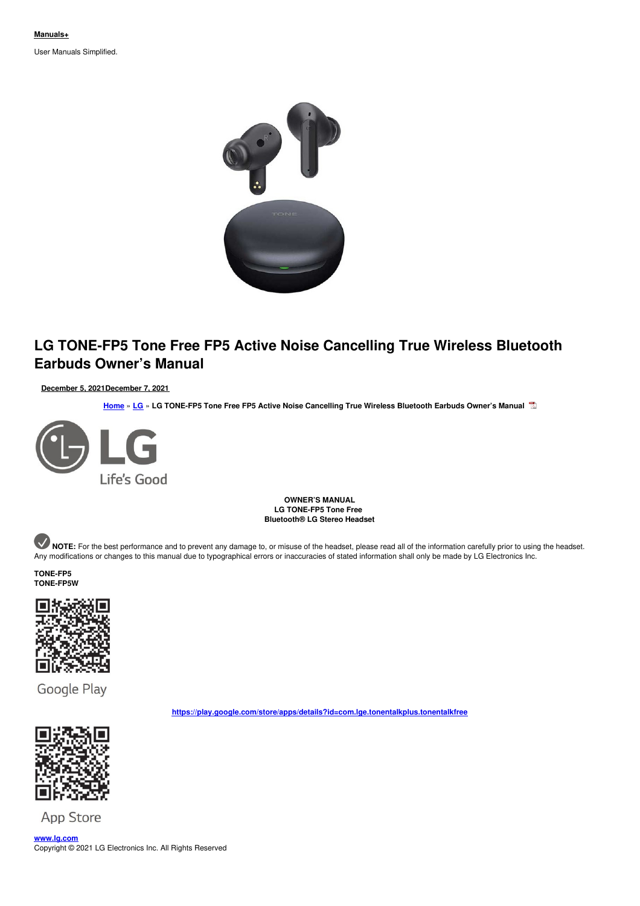**Manuals+**

User Manuals Simplified.

# LG TONE-FP5 Tone Free FP5 Active Noise Cancelling True Wireless Bluetooth Earbuds Owner's Manual

December 5, 2021December 7, 2021

Home » LG » LG TONE-FP5 Tone Free FP5 Active Noise Cancelling True Wireless Bluetooth Earbuds Owner's Manual

LG Life's Good

**OWNER'S MANUAL**
**LG TONE-FP5 Tone Free**
**Bluetooth® LG Stereo Headset**

**NOTE:** For the best performance and to prevent any damage to, or misuse of the headset, please read all of the information carefully prior to using the headset. Any modifications or changes to this manual due to typographical errors or inaccuracies of stated information shall only be made by LG Electronics Inc.

**TONE-FP5**
**TONE-FP5W**

Google Play

https://play.google.com/store/apps/details?id=com.lge.tonentalkplus.tonentalkfree

App Store

www.lg.com
Copyright © 2021 LG Electronics Inc. All Rights Reserved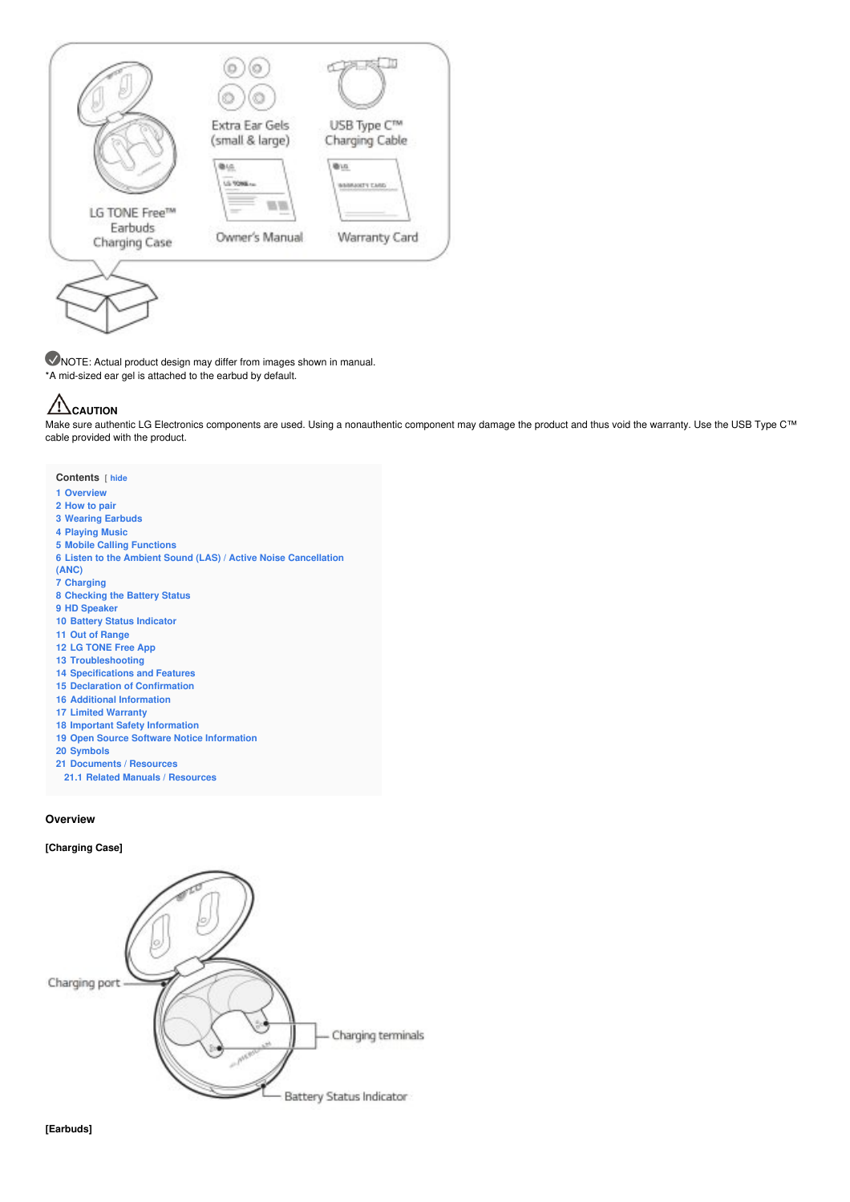NOTE: Actual product design may differ from images shown in manual.
*A mid-sized ear gel is attached to the earbud by default.

**CAUTION**
Make sure authentic LG Electronics components are used. Using a nonauthentic component may damage the product and thus void the warranty. Use the USB Type C™ cable provided with the product.

**Contents** [ hide

1 Overview
2 How to pair
3 Wearing Earbuds
4 Playing Music
5 Mobile Calling Functions
6 Listen to the Ambient Sound (LAS) / Active Noise Cancellation (ANC)
7 Charging
8 Checking the Battery Status
9 HD Speaker
10 Battery Status Indicator
11 Out of Range
12 LG TONE Free App
13 Troubleshooting
14 Specifications and Features
15 Declaration of Confirmation
16 Additional Information
17 Limited Warranty
18 Important Safety Information
19 Open Source Software Notice Information
20 Symbols
21 Documents / Resources
  21.1 Related Manuals / Resources

## Overview

**[Charging Case]**

**[Earbuds]**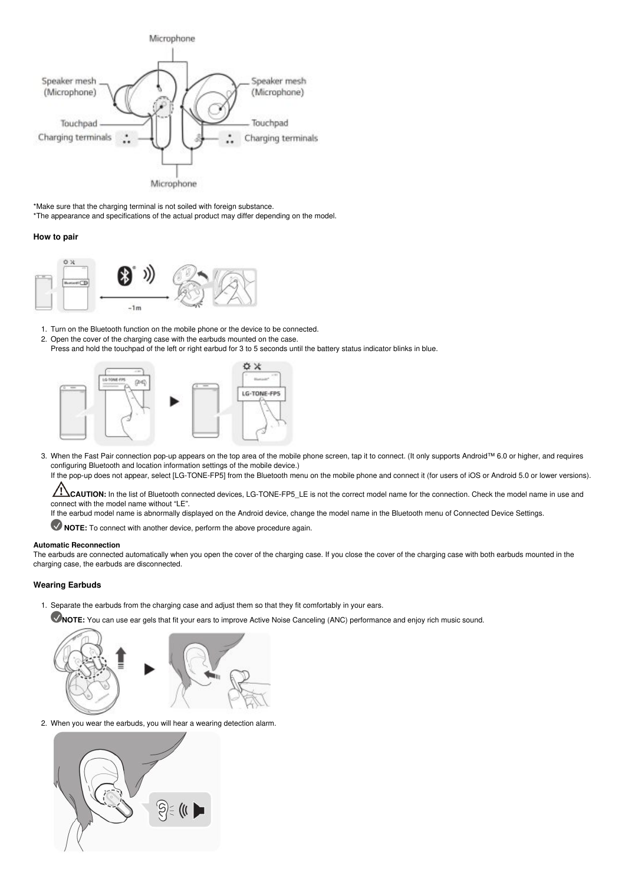*Make sure that the charging terminal is not soiled with foreign substance.
*The appearance and specifications of the actual product may differ depending on the model.

### How to pair

1. Turn on the Bluetooth function on the mobile phone or the device to be connected.
2. Open the cover of the charging case with the earbuds mounted on the case.
   Press and hold the touchpad of the left or right earbud for 3 to 5 seconds until the battery status indicator blinks in blue.
3. When the Fast Pair connection pop-up appears on the top area of the mobile phone screen, tap it to connect. (It only supports Android™ 6.0 or higher, and requires configuring Bluetooth and location information settings of the mobile device.)
   If the pop-up does not appear, select [LG-TONE-FP5] from the Bluetooth menu on the mobile phone and connect it (for users of iOS or Android 5.0 or lower versions).

   **CAUTION:** In the list of Bluetooth connected devices, LG-TONE-FP5_LE is not the correct model name for the connection. Check the model name in use and connect with the model name without "LE".
   If the earbud model name is abnormally displayed on the Android device, change the model name in the Bluetooth menu of Connected Device Settings.

   **NOTE:** To connect with another device, perform the above procedure again.

#### Automatic Reconnection

The earbuds are connected automatically when you open the cover of the charging case. If you close the cover of the charging case with both earbuds mounted in the charging case, the earbuds are disconnected.

### Wearing Earbuds

1. Separate the earbuds from the charging case and adjust them so that they fit comfortably in your ears.

   **NOTE:** You can use ear gels that fit your ears to improve Active Noise Canceling (ANC) performance and enjoy rich music sound.

2. When you wear the earbuds, you will hear a wearing detection alarm.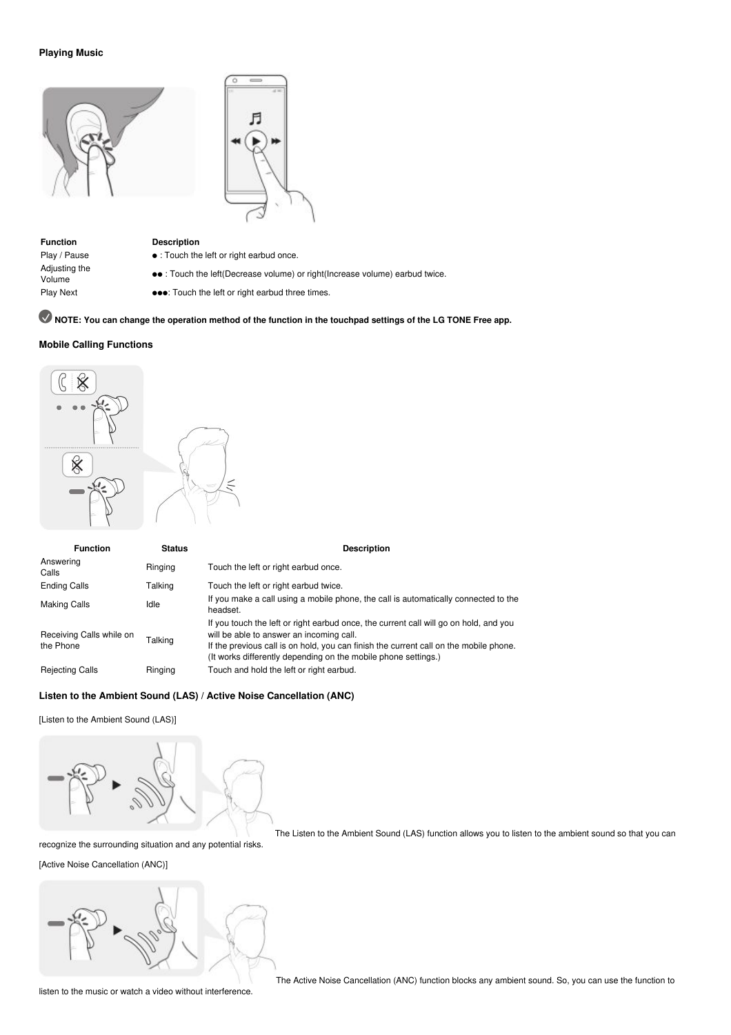### Playing Music

| Function | Description |
|---|---|
| Play / Pause | ● : Touch the left or right earbud once. |
| Adjusting the Volume | ●● : Touch the left(Decrease volume) or right(Increase volume) earbud twice. |
| Play Next | ●●●: Touch the left or right earbud three times. |

**NOTE: You can change the operation method of the function in the touchpad settings of the LG TONE Free app.**

### Mobile Calling Functions

| Function | Status | Description |
|---|---|---|
| Answering Calls | Ringing | Touch the left or right earbud once. |
| Ending Calls | Talking | Touch the left or right earbud twice. |
| Making Calls | Idle | If you make a call using a mobile phone, the call is automatically connected to the headset. |
| Receiving Calls while on the Phone | Talking | If you touch the left or right earbud once, the current call will go on hold, and you will be able to answer an incoming call.<br>If the previous call is on hold, you can finish the current call on the mobile phone.<br>(It works differently depending on the mobile phone settings.) |
| Rejecting Calls | Ringing | Touch and hold the left or right earbud. |

### Listen to the Ambient Sound (LAS) / Active Noise Cancellation (ANC)

[Listen to the Ambient Sound (LAS)]

The Listen to the Ambient Sound (LAS) function allows you to listen to the ambient sound so that you can recognize the surrounding situation and any potential risks.

[Active Noise Cancellation (ANC)]

The Active Noise Cancellation (ANC) function blocks any ambient sound. So, you can use the function to listen to the music or watch a video without interference.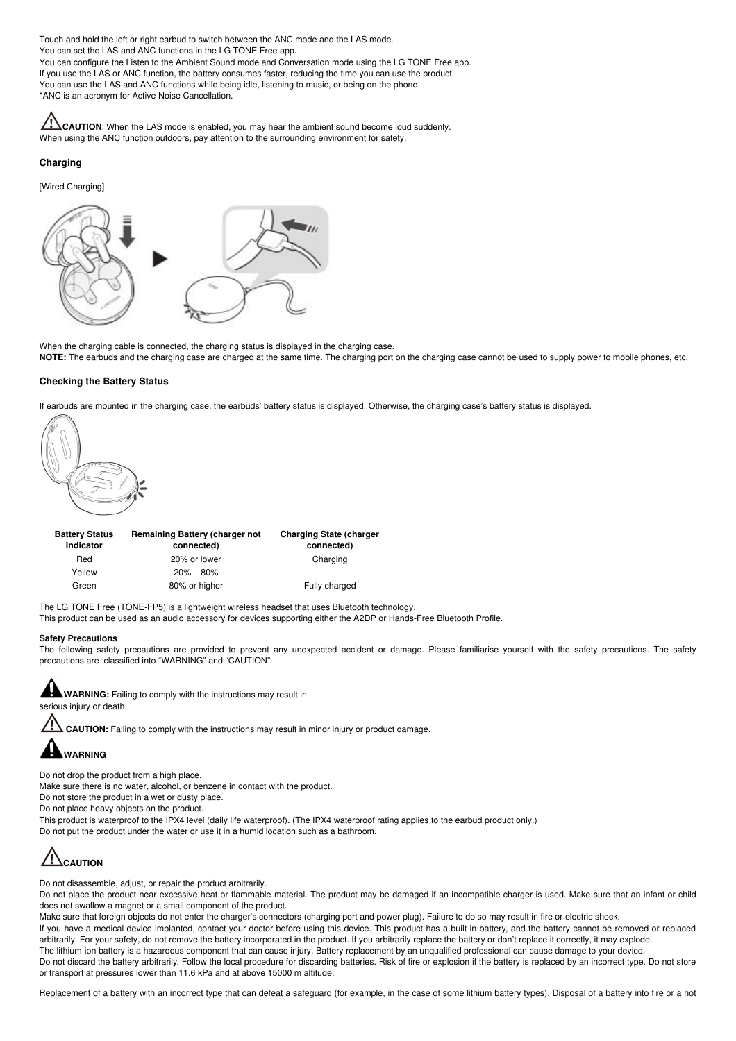Touch and hold the left or right earbud to switch between the ANC mode and the LAS mode.
You can set the LAS and ANC functions in the LG TONE Free app.
You can configure the Listen to the Ambient Sound mode and Conversation mode using the LG TONE Free app.
If you use the LAS or ANC function, the battery consumes faster, reducing the time you can use the product.
You can use the LAS and ANC functions while being idle, listening to music, or being on the phone.
*ANC is an acronym for Active Noise Cancellation.

**CAUTION**: When the LAS mode is enabled, you may hear the ambient sound become loud suddenly.
When using the ANC function outdoors, pay attention to the surrounding environment for safety.

### Charging

[Wired Charging]

When the charging cable is connected, the charging status is displayed in the charging case.
**NOTE:** The earbuds and the charging case are charged at the same time. The charging port on the charging case cannot be used to supply power to mobile phones, etc.

### Checking the Battery Status

If earbuds are mounted in the charging case, the earbuds' battery status is displayed. Otherwise, the charging case's battery status is displayed.

| Battery Status Indicator | Remaining Battery (charger not connected) | Charging State (charger connected) |
| --- | --- | --- |
| Red | 20% or lower | Charging |
| Yellow | 20% – 80% | – |
| Green | 80% or higher | Fully charged |

The LG TONE Free (TONE-FP5) is a lightweight wireless headset that uses Bluetooth technology.
This product can be used as an audio accessory for devices supporting either the A2DP or Hands-Free Bluetooth Profile.

#### Safety Precautions

The following safety precautions are provided to prevent any unexpected accident or damage. Please familiarise yourself with the safety precautions. The safety precautions are classified into "WARNING" and "CAUTION".

**WARNING:** Failing to comply with the instructions may result in serious injury or death.

**CAUTION:** Failing to comply with the instructions may result in minor injury or product damage.

**WARNING**

Do not drop the product from a high place.
Make sure there is no water, alcohol, or benzene in contact with the product.
Do not store the product in a wet or dusty place.
Do not place heavy objects on the product.
This product is waterproof to the IPX4 level (daily life waterproof). (The IPX4 waterproof rating applies to the earbud product only.)
Do not put the product under the water or use it in a humid location such as a bathroom.

**CAUTION**

Do not disassemble, adjust, or repair the product arbitrarily.
Do not place the product near excessive heat or flammable material. The product may be damaged if an incompatible charger is used. Make sure that an infant or child does not swallow a magnet or a small component of the product.
Make sure that foreign objects do not enter the charger's connectors (charging port and power plug). Failure to do so may result in fire or electric shock.
If you have a medical device implanted, contact your doctor before using this device. This product has a built-in battery, and the battery cannot be removed or replaced arbitrarily. For your safety, do not remove the battery incorporated in the product. If you arbitrarily replace the battery or don't replace it correctly, it may explode.
The lithium-ion battery is a hazardous component that can cause injury. Battery replacement by an unqualified professional can cause damage to your device.
Do not discard the battery arbitrarily. Follow the local procedure for discarding batteries. Risk of fire or explosion if the battery is replaced by an incorrect type. Do not store or transport at pressures lower than 11.6 kPa and at above 15000 m altitude.

Replacement of a battery with an incorrect type that can defeat a safeguard (for example, in the case of some lithium battery types). Disposal of a battery into fire or a hot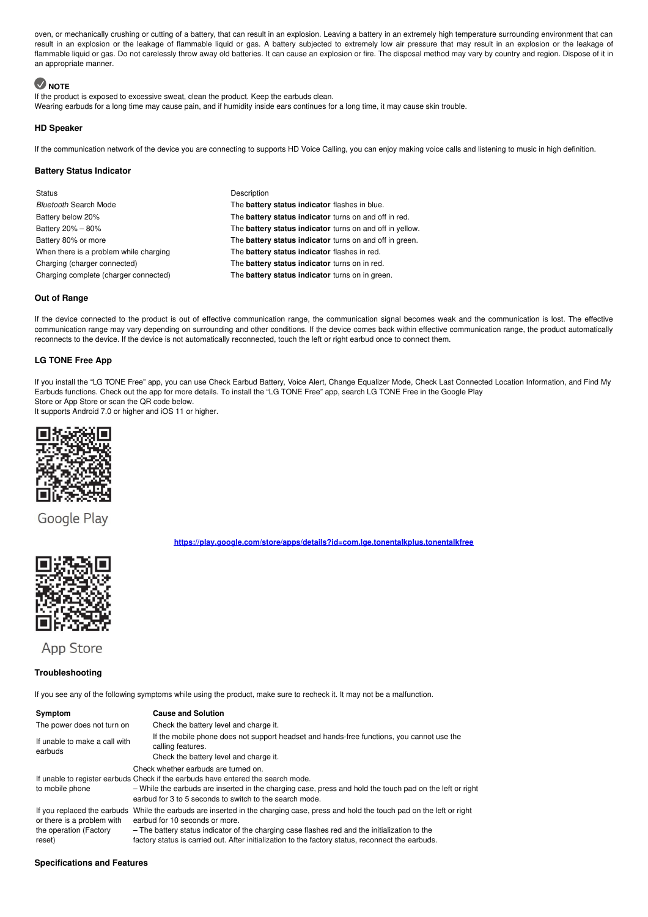oven, or mechanically crushing or cutting of a battery, that can result in an explosion. Leaving a battery in an extremely high temperature surrounding environment that can result in an explosion or the leakage of flammable liquid or gas. A battery subjected to extremely low air pressure that may result in an explosion or the leakage of flammable liquid or gas. Do not carelessly throw away old batteries. It can cause an explosion or fire. The disposal method may vary by country and region. Dispose of it in an appropriate manner.

**NOTE**

If the product is exposed to excessive sweat, clean the product. Keep the earbuds clean.
Wearing earbuds for a long time may cause pain, and if humidity inside ears continues for a long time, it may cause skin trouble.

### HD Speaker

If the communication network of the device you are connecting to supports HD Voice Calling, you can enjoy making voice calls and listening to music in high definition.

### Battery Status Indicator

| Status | Description |
|---|---|
| *Bluetooth* Search Mode | The **battery status indicator** flashes in blue. |
| Battery below 20% | The **battery status indicator** turns on and off in red. |
| Battery 20% – 80% | The **battery status indicator** turns on and off in yellow. |
| Battery 80% or more | The **battery status indicator** turns on and off in green. |
| When there is a problem while charging | The **battery status indicator** flashes in red. |
| Charging (charger connected) | The **battery status indicator** turns on in red. |
| Charging complete (charger connected) | The **battery status indicator** turns on in green. |

### Out of Range

If the device connected to the product is out of effective communication range, the communication signal becomes weak and the communication is lost. The effective communication range may vary depending on surrounding and other conditions. If the device comes back within effective communication range, the product automatically reconnects to the device. If the device is not automatically reconnected, touch the left or right earbud once to connect them.

### LG TONE Free App

If you install the "LG TONE Free" app, you can use Check Earbud Battery, Voice Alert, Change Equalizer Mode, Check Last Connected Location Information, and Find My Earbuds functions. Check out the app for more details. To install the "LG TONE Free" app, search LG TONE Free in the Google Play Store or App Store or scan the QR code below.
It supports Android 7.0 or higher and iOS 11 or higher.

Google Play

https://play.google.com/store/apps/details?id=com.lge.tonentalkplus.tonentalkfree

App Store

### Troubleshooting

If you see any of the following symptoms while using the product, make sure to recheck it. It may not be a malfunction.

| Symptom | Cause and Solution |
|---|---|
| The power does not turn on | Check the battery level and charge it. |
| If unable to make a call with earbuds | If the mobile phone does not support headset and hands-free functions, you cannot use the calling features.<br>Check the battery level and charge it. |
| If unable to register earbuds to mobile phone | Check whether earbuds are turned on.<br>Check if the earbuds have entered the search mode.<br>– While the earbuds are inserted in the charging case, press and hold the touch pad on the left or right earbud for 3 to 5 seconds to switch to the search mode. |
| If you replaced the earbuds or there is a problem with the operation (Factory reset) | While the earbuds are inserted in the charging case, press and hold the touch pad on the left or right earbud for 10 seconds or more.<br>– The battery status indicator of the charging case flashes red and the initialization to the factory status is carried out. After initialization to the factory status, reconnect the earbuds. |

### Specifications and Features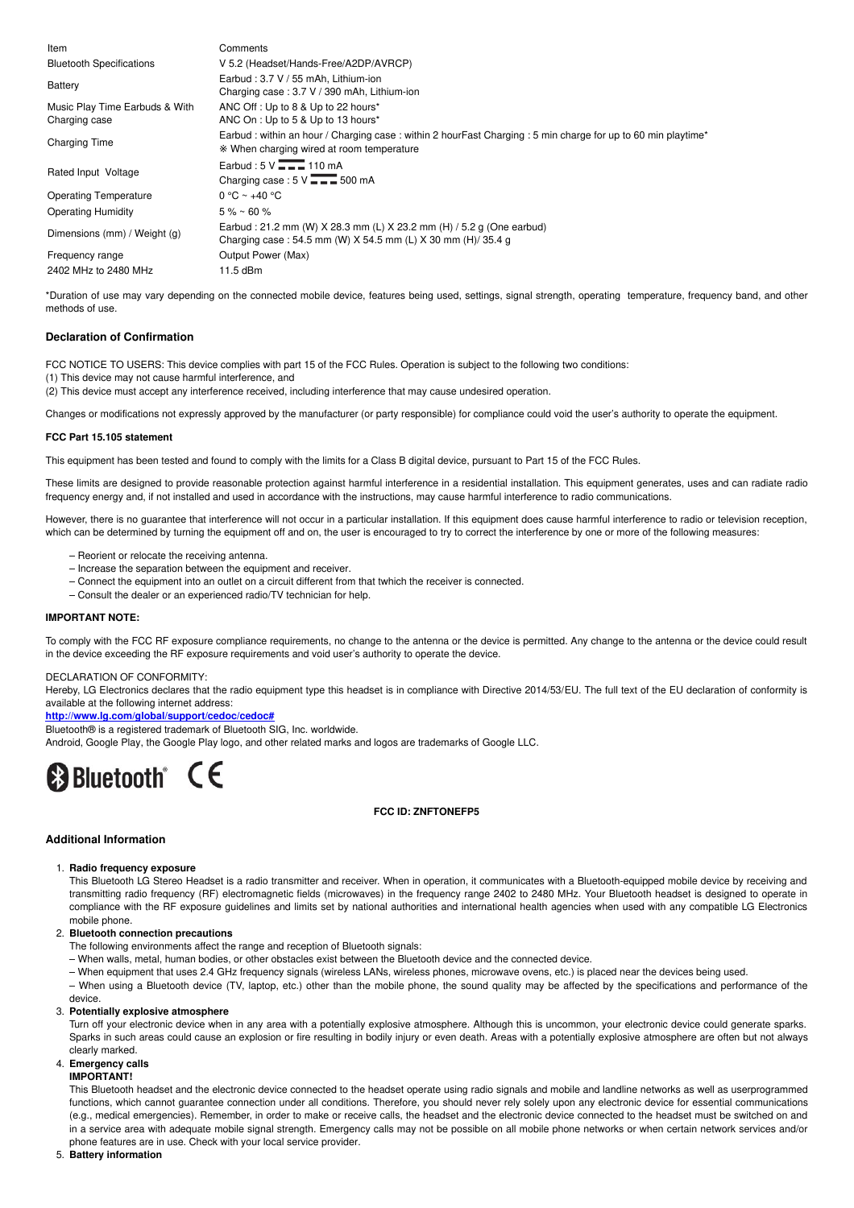| Item | Comments |
|---|---|
| Bluetooth Specifications | V 5.2 (Headset/Hands-Free/A2DP/AVRCP) |
| Battery | Earbud : 3.7 V / 55 mAh, Lithium-ion<br>Charging case : 3.7 V / 390 mAh, Lithium-ion |
| Music Play Time Earbuds & With Charging case | ANC Off : Up to 8 & Up to 22 hours*<br>ANC On : Up to 5 & Up to 13 hours* |
| Charging Time | Earbud : within an hour / Charging case : within 2 hourFast Charging : 5 min charge for up to 60 min playtime*<br>※ When charging wired at room temperature |
| Rated Input Voltage | Earbud : 5 V ⎓ 110 mA<br>Charging case : 5 V ⎓ 500 mA |
| Operating Temperature | 0 °C ~ +40 °C |
| Operating Humidity | 5 % ~ 60 % |
| Dimensions (mm) / Weight (g) | Earbud : 21.2 mm (W) X 28.3 mm (L) X 23.2 mm (H) / 5.2 g (One earbud)<br>Charging case : 54.5 mm (W) X 54.5 mm (L) X 30 mm (H)/ 35.4 g |
| Frequency range | Output Power (Max) |
| 2402 MHz to 2480 MHz | 11.5 dBm |

*Duration of use may vary depending on the connected mobile device, features being used, settings, signal strength, operating temperature, frequency band, and other methods of use.

### Declaration of Confirmation

FCC NOTICE TO USERS: This device complies with part 15 of the FCC Rules. Operation is subject to the following two conditions:
(1) This device may not cause harmful interference, and
(2) This device must accept any interference received, including interference that may cause undesired operation.

Changes or modifications not expressly approved by the manufacturer (or party responsible) for compliance could void the user's authority to operate the equipment.

**FCC Part 15.105 statement**

This equipment has been tested and found to comply with the limits for a Class B digital device, pursuant to Part 15 of the FCC Rules.

These limits are designed to provide reasonable protection against harmful interference in a residential installation. This equipment generates, uses and can radiate radio frequency energy and, if not installed and used in accordance with the instructions, may cause harmful interference to radio communications.

However, there is no guarantee that interference will not occur in a particular installation. If this equipment does cause harmful interference to radio or television reception, which can be determined by turning the equipment off and on, the user is encouraged to try to correct the interference by one or more of the following measures:

– Reorient or relocate the receiving antenna.
– Increase the separation between the equipment and receiver.
– Connect the equipment into an outlet on a circuit different from that twhich the receiver is connected.
– Consult the dealer or an experienced radio/TV technician for help.

**IMPORTANT NOTE:**

To comply with the FCC RF exposure compliance requirements, no change to the antenna or the device is permitted. Any change to the antenna or the device could result in the device exceeding the RF exposure requirements and void user's authority to operate the device.

DECLARATION OF CONFORMITY:
Hereby, LG Electronics declares that the radio equipment type this headset is in compliance with Directive 2014/53/EU. The full text of the EU declaration of conformity is available at the following internet address:
**http://www.lg.com/global/support/cedoc/cedoc#**
Bluetooth® is a registered trademark of Bluetooth SIG, Inc. worldwide.
Android, Google Play, the Google Play logo, and other related marks and logos are trademarks of Google LLC.

Bluetooth® CE

**FCC ID: ZNFTONEFP5**

### Additional Information

1. **Radio frequency exposure**
   This Bluetooth LG Stereo Headset is a radio transmitter and receiver. When in operation, it communicates with a Bluetooth-equipped mobile device by receiving and transmitting radio frequency (RF) electromagnetic fields (microwaves) in the frequency range 2402 to 2480 MHz. Your Bluetooth headset is designed to operate in compliance with the RF exposure guidelines and limits set by national authorities and international health agencies when used with any compatible LG Electronics mobile phone.
2. **Bluetooth connection precautions**
   The following environments affect the range and reception of Bluetooth signals:
   – When walls, metal, human bodies, or other obstacles exist between the Bluetooth device and the connected device.
   – When equipment that uses 2.4 GHz frequency signals (wireless LANs, wireless phones, microwave ovens, etc.) is placed near the devices being used.
   – When using a Bluetooth device (TV, laptop, etc.) other than the mobile phone, the sound quality may be affected by the specifications and performance of the device.
3. **Potentially explosive atmosphere**
   Turn off your electronic device when in any area with a potentially explosive atmosphere. Although this is uncommon, your electronic device could generate sparks. Sparks in such areas could cause an explosion or fire resulting in bodily injury or even death. Areas with a potentially explosive atmosphere are often but not always clearly marked.
4. **Emergency calls**
   **IMPORTANT!**
   This Bluetooth headset and the electronic device connected to the headset operate using radio signals and mobile and landline networks as well as userprogrammed functions, which cannot guarantee connection under all conditions. Therefore, you should never rely solely upon any electronic device for essential communications (e.g., medical emergencies). Remember, in order to make or receive calls, the headset and the electronic device connected to the headset must be switched on and in a service area with adequate mobile signal strength. Emergency calls may not be possible on all mobile phone networks or when certain network services and/or phone features are in use. Check with your local service provider.
5. **Battery information**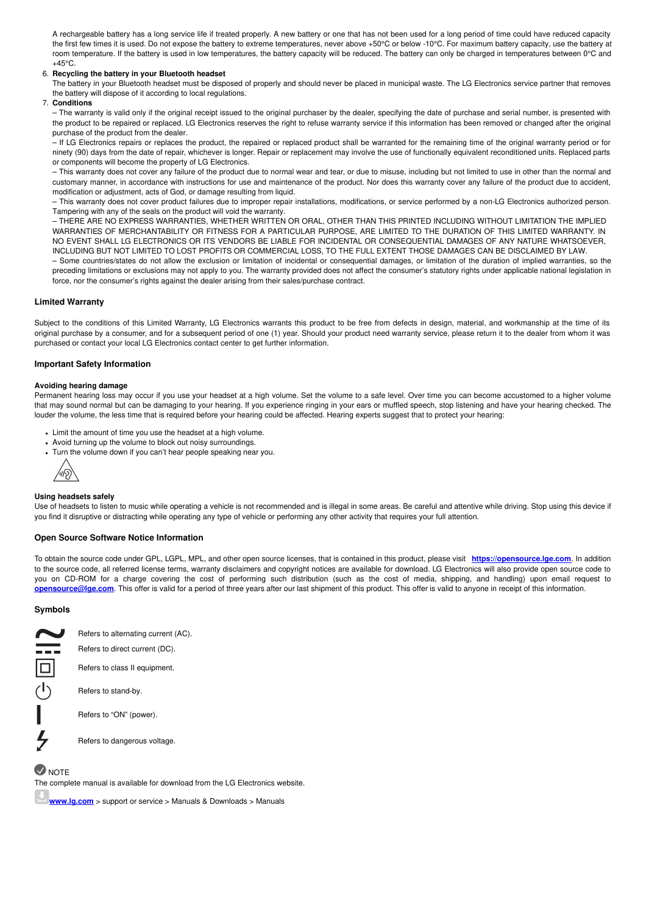A rechargeable battery has a long service life if treated properly. A new battery or one that has not been used for a long period of time could have reduced capacity the first few times it is used. Do not expose the battery to extreme temperatures, never above +50°C or below -10°C. For maximum battery capacity, use the battery at room temperature. If the battery is used in low temperatures, the battery capacity will be reduced. The battery can only be charged in temperatures between 0°C and +45°C.

6. **Recycling the battery in your Bluetooth headset**
   The battery in your Bluetooth headset must be disposed of properly and should never be placed in municipal waste. The LG Electronics service partner that removes the battery will dispose of it according to local regulations.
7. **Conditions**
   – The warranty is valid only if the original receipt issued to the original purchaser by the dealer, specifying the date of purchase and serial number, is presented with the product to be repaired or replaced. LG Electronics reserves the right to refuse warranty service if this information has been removed or changed after the original purchase of the product from the dealer.
   – If LG Electronics repairs or replaces the product, the repaired or replaced product shall be warranted for the remaining time of the original warranty period or for ninety (90) days from the date of repair, whichever is longer. Repair or replacement may involve the use of functionally equivalent reconditioned units. Replaced parts or components will become the property of LG Electronics.
   – This warranty does not cover any failure of the product due to normal wear and tear, or due to misuse, including but not limited to use in other than the normal and customary manner, in accordance with instructions for use and maintenance of the product. Nor does this warranty cover any failure of the product due to accident, modification or adjustment, acts of God, or damage resulting from liquid.
   – This warranty does not cover product failures due to improper repair installations, modifications, or service performed by a non-LG Electronics authorized person. Tampering with any of the seals on the product will void the warranty.
   – THERE ARE NO EXPRESS WARRANTIES, WHETHER WRITTEN OR ORAL, OTHER THAN THIS PRINTED INCLUDING WITHOUT LIMITATION THE IMPLIED WARRANTIES OF MERCHANTABILITY OR FITNESS FOR A PARTICULAR PURPOSE, ARE LIMITED TO THE DURATION OF THIS LIMITED WARRANTY. IN NO EVENT SHALL LG ELECTRONICS OR ITS VENDORS BE LIABLE FOR INCIDENTAL OR CONSEQUENTIAL DAMAGES OF ANY NATURE WHATSOEVER, INCLUDING BUT NOT LIMITED TO LOST PROFITS OR COMMERCIAL LOSS, TO THE FULL EXTENT THOSE DAMAGES CAN BE DISCLAIMED BY LAW.
   – Some countries/states do not allow the exclusion or limitation of incidental or consequential damages, or limitation of the duration of implied warranties, so the preceding limitations or exclusions may not apply to you. The warranty provided does not affect the consumer's statutory rights under applicable national legislation in force, nor the consumer's rights against the dealer arising from their sales/purchase contract.

### Limited Warranty

Subject to the conditions of this Limited Warranty, LG Electronics warrants this product to be free from defects in design, material, and workmanship at the time of its original purchase by a consumer, and for a subsequent period of one (1) year. Should your product need warranty service, please return it to the dealer from whom it was purchased or contact your local LG Electronics contact center to get further information.

### Important Safety Information

#### Avoiding hearing damage

Permanent hearing loss may occur if you use your headset at a high volume. Set the volume to a safe level. Over time you can become accustomed to a higher volume that may sound normal but can be damaging to your hearing. If you experience ringing in your ears or muffled speech, stop listening and have your hearing checked. The louder the volume, the less time that is required before your hearing could be affected. Hearing experts suggest that to protect your hearing:

- Limit the amount of time you use the headset at a high volume.
- Avoid turning up the volume to block out noisy surroundings.
- Turn the volume down if you can't hear people speaking near you.

#### Using headsets safely

Use of headsets to listen to music while operating a vehicle is not recommended and is illegal in some areas. Be careful and attentive while driving. Stop using this device if you find it disruptive or distracting while operating any type of vehicle or performing any other activity that requires your full attention.

### Open Source Software Notice Information

To obtain the source code under GPL, LGPL, MPL, and other open source licenses, that is contained in this product, please visit **https://opensource.lge.com**. In addition to the source code, all referred license terms, warranty disclaimers and copyright notices are available for download. LG Electronics will also provide open source code to you on CD-ROM for a charge covering the cost of performing such distribution (such as the cost of media, shipping, and handling) upon email request to **opensource@lge.com**. This offer is valid for a period of three years after our last shipment of this product. This offer is valid to anyone in receipt of this information.

### Symbols

| Symbol | Meaning |
| --- | --- |
| ∼ | Refers to alternating current (AC). |
| ⎓ | Refers to direct current (DC). |
| ⧈ | Refers to class II equipment. |
| ⏻ | Refers to stand-by. |
| I | Refers to "ON" (power). |
| ϟ | Refers to dangerous voltage. |

NOTE

The complete manual is available for download from the LG Electronics website.

**www.lg.com** > support or service > Manuals & Downloads > Manuals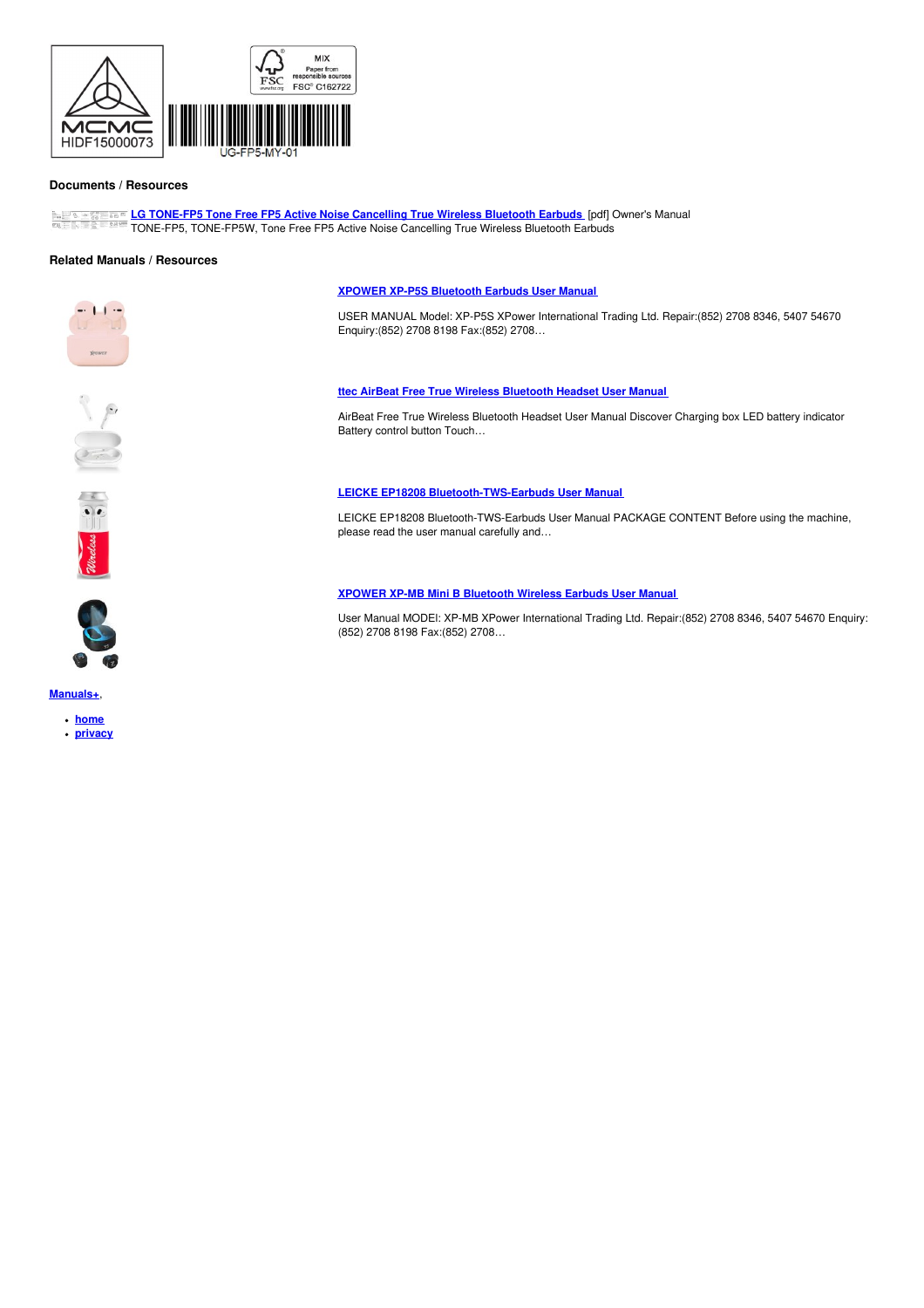MCMC
HIDF15000073

MIX
Paper from responsible sources
FSC® C162722

UG-FP5-MY-01

**Documents / Resources**

LG TONE-FP5 Tone Free FP5 Active Noise Cancelling True Wireless Bluetooth Earbuds [pdf] Owner's Manual
TONE-FP5, TONE-FP5W, Tone Free FP5 Active Noise Cancelling True Wireless Bluetooth Earbuds

**Related Manuals / Resources**

**XPOWER XP-P5S Bluetooth Earbuds User Manual**

USER MANUAL Model: XP-P5S XPower International Trading Ltd. Repair:(852) 2708 8346, 5407 54670 Enquiry:(852) 2708 8198 Fax:(852) 2708…

**ttec AirBeat Free True Wireless Bluetooth Headset User Manual**

AirBeat Free True Wireless Bluetooth Headset User Manual Discover Charging box LED battery indicator Battery control button Touch…

**LEICKE EP18208 Bluetooth-TWS-Earbuds User Manual**

LEICKE EP18208 Bluetooth-TWS-Earbuds User Manual PACKAGE CONTENT Before using the machine, please read the user manual carefully and…

**XPOWER XP-MB Mini B Bluetooth Wireless Earbuds User Manual**

User Manual MODEl: XP-MB XPower International Trading Ltd. Repair:(852) 2708 8346, 5407 54670 Enquiry: (852) 2708 8198 Fax:(852) 2708…

Manuals+,

- home
- privacy